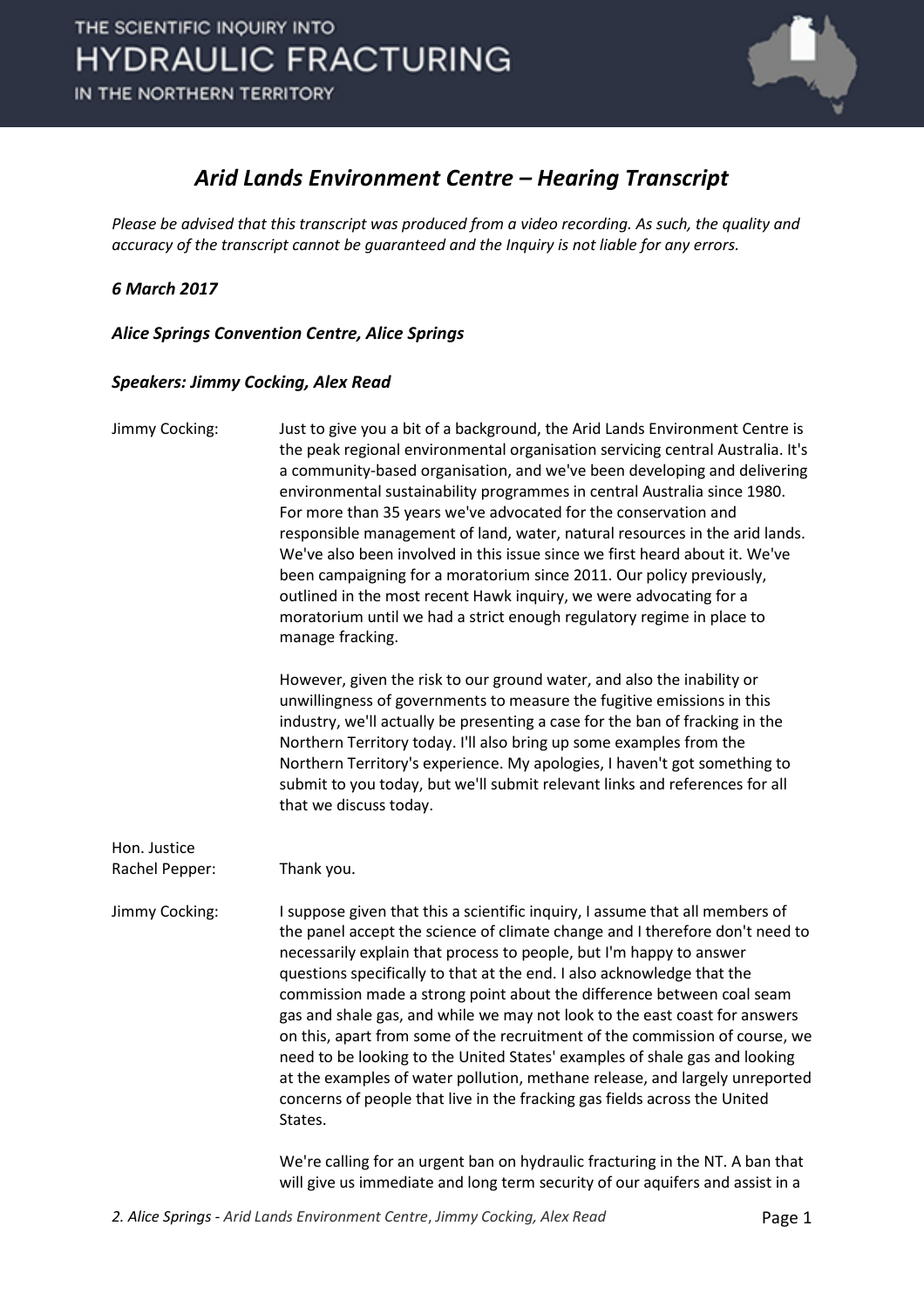# *Arid Lands Environment Centre – Hearing Transcript*

*Please be advised that this transcript was produced from a video recording. As such, the quality and accuracy of the transcript cannot be guaranteed and the Inquiry is not liable for any errors.*

***6 March 2017***

***Alice Springs Convention Centre, Alice Springs***

***Speakers: Jimmy Cocking, Alex Read***

Jimmy Cocking: Just to give you a bit of a background, the Arid Lands Environment Centre is the peak regional environmental organisation servicing central Australia. It's a community-based organisation, and we've been developing and delivering environmental sustainability programmes in central Australia since 1980. For more than 35 years we've advocated for the conservation and responsible management of land, water, natural resources in the arid lands. We've also been involved in this issue since we first heard about it. We've been campaigning for a moratorium since 2011. Our policy previously, outlined in the most recent Hawk inquiry, we were advocating for a moratorium until we had a strict enough regulatory regime in place to manage fracking.

However, given the risk to our ground water, and also the inability or unwillingness of governments to measure the fugitive emissions in this industry, we'll actually be presenting a case for the ban of fracking in the Northern Territory today. I'll also bring up some examples from the Northern Territory's experience. My apologies, I haven't got something to submit to you today, but we'll submit relevant links and references for all that we discuss today.

Hon. Justice Rachel Pepper: Thank you.

Jimmy Cocking: I suppose given that this a scientific inquiry, I assume that all members of the panel accept the science of climate change and I therefore don't need to necessarily explain that process to people, but I'm happy to answer questions specifically to that at the end. I also acknowledge that the commission made a strong point about the difference between coal seam gas and shale gas, and while we may not look to the east coast for answers on this, apart from some of the recruitment of the commission of course, we need to be looking to the United States' examples of shale gas and looking at the examples of water pollution, methane release, and largely unreported concerns of people that live in the fracking gas fields across the United States.

We're calling for an urgent ban on hydraulic fracturing in the NT. A ban that will give us immediate and long term security of our aquifers and assist in a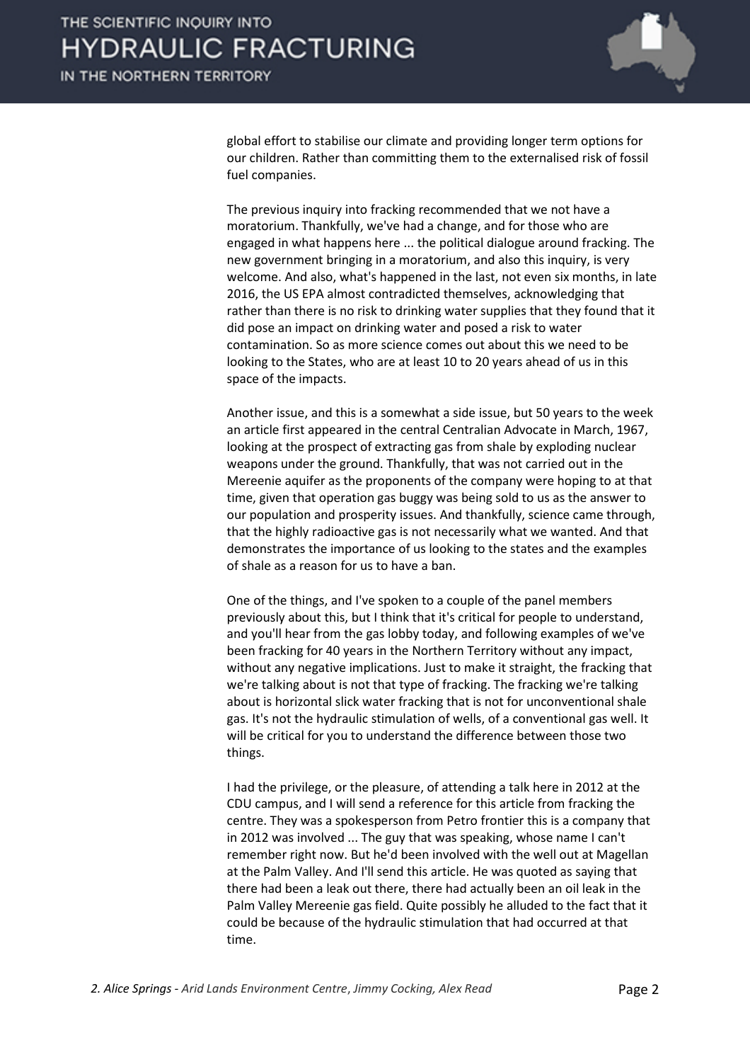global effort to stabilise our climate and providing longer term options for our children. Rather than committing them to the externalised risk of fossil fuel companies.

The previous inquiry into fracking recommended that we not have a moratorium. Thankfully, we've had a change, and for those who are engaged in what happens here ... the political dialogue around fracking. The new government bringing in a moratorium, and also this inquiry, is very welcome. And also, what's happened in the last, not even six months, in late 2016, the US EPA almost contradicted themselves, acknowledging that rather than there is no risk to drinking water supplies that they found that it did pose an impact on drinking water and posed a risk to water contamination. So as more science comes out about this we need to be looking to the States, who are at least 10 to 20 years ahead of us in this space of the impacts.

Another issue, and this is a somewhat a side issue, but 50 years to the week an article first appeared in the central Centralian Advocate in March, 1967, looking at the prospect of extracting gas from shale by exploding nuclear weapons under the ground. Thankfully, that was not carried out in the Mereenie aquifer as the proponents of the company were hoping to at that time, given that operation gas buggy was being sold to us as the answer to our population and prosperity issues. And thankfully, science came through, that the highly radioactive gas is not necessarily what we wanted. And that demonstrates the importance of us looking to the states and the examples of shale as a reason for us to have a ban.

One of the things, and I've spoken to a couple of the panel members previously about this, but I think that it's critical for people to understand, and you'll hear from the gas lobby today, and following examples of we've been fracking for 40 years in the Northern Territory without any impact, without any negative implications. Just to make it straight, the fracking that we're talking about is not that type of fracking. The fracking we're talking about is horizontal slick water fracking that is not for unconventional shale gas. It's not the hydraulic stimulation of wells, of a conventional gas well. It will be critical for you to understand the difference between those two things.

I had the privilege, or the pleasure, of attending a talk here in 2012 at the CDU campus, and I will send a reference for this article from fracking the centre. They was a spokesperson from Petro frontier this is a company that in 2012 was involved ... The guy that was speaking, whose name I can't remember right now. But he'd been involved with the well out at Magellan at the Palm Valley. And I'll send this article. He was quoted as saying that there had been a leak out there, there had actually been an oil leak in the Palm Valley Mereenie gas field. Quite possibly he alluded to the fact that it could be because of the hydraulic stimulation that had occurred at that time.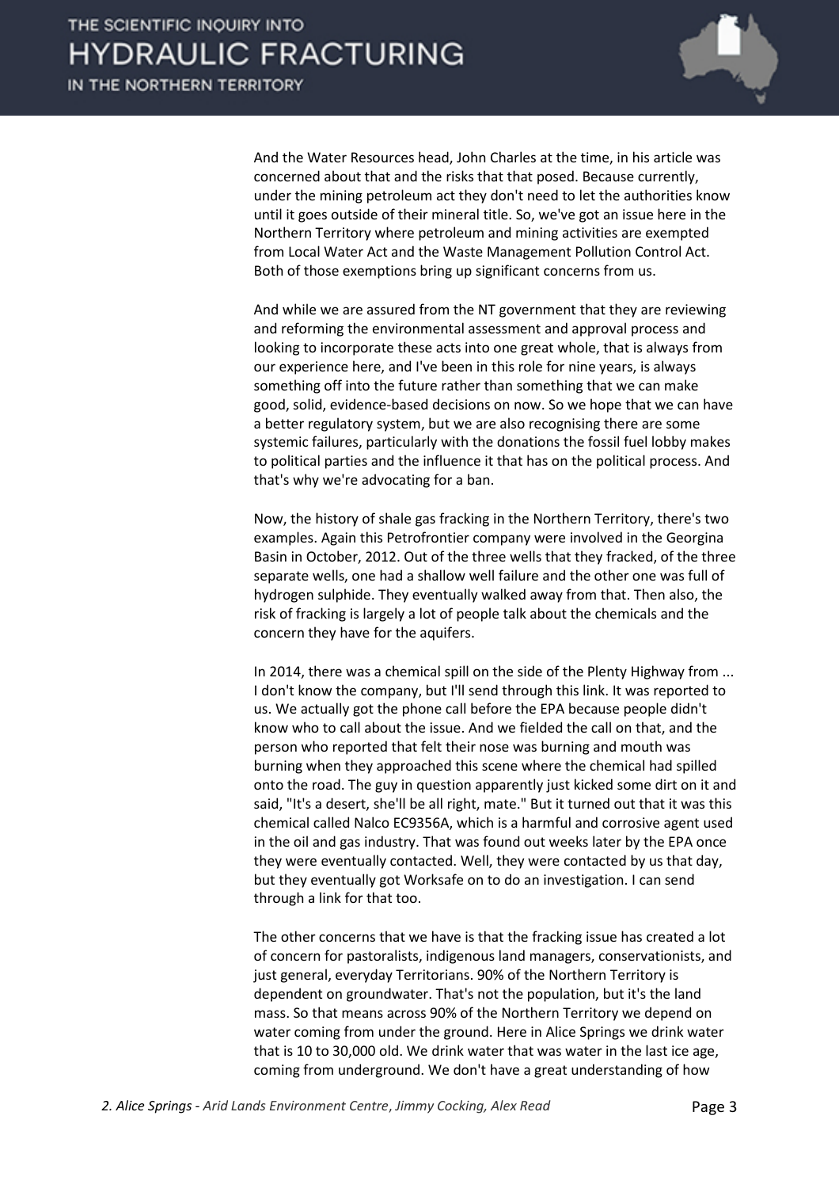And the Water Resources head, John Charles at the time, in his article was concerned about that and the risks that that posed. Because currently, under the mining petroleum act they don't need to let the authorities know until it goes outside of their mineral title. So, we've got an issue here in the Northern Territory where petroleum and mining activities are exempted from Local Water Act and the Waste Management Pollution Control Act. Both of those exemptions bring up significant concerns from us.

And while we are assured from the NT government that they are reviewing and reforming the environmental assessment and approval process and looking to incorporate these acts into one great whole, that is always from our experience here, and I've been in this role for nine years, is always something off into the future rather than something that we can make good, solid, evidence-based decisions on now. So we hope that we can have a better regulatory system, but we are also recognising there are some systemic failures, particularly with the donations the fossil fuel lobby makes to political parties and the influence it that has on the political process. And that's why we're advocating for a ban.

Now, the history of shale gas fracking in the Northern Territory, there's two examples. Again this Petrofrontier company were involved in the Georgina Basin in October, 2012. Out of the three wells that they fracked, of the three separate wells, one had a shallow well failure and the other one was full of hydrogen sulphide. They eventually walked away from that. Then also, the risk of fracking is largely a lot of people talk about the chemicals and the concern they have for the aquifers.

In 2014, there was a chemical spill on the side of the Plenty Highway from ... I don't know the company, but I'll send through this link. It was reported to us. We actually got the phone call before the EPA because people didn't know who to call about the issue. And we fielded the call on that, and the person who reported that felt their nose was burning and mouth was burning when they approached this scene where the chemical had spilled onto the road. The guy in question apparently just kicked some dirt on it and said, "It's a desert, she'll be all right, mate." But it turned out that it was this chemical called Nalco EC9356A, which is a harmful and corrosive agent used in the oil and gas industry. That was found out weeks later by the EPA once they were eventually contacted. Well, they were contacted by us that day, but they eventually got Worksafe on to do an investigation. I can send through a link for that too.

The other concerns that we have is that the fracking issue has created a lot of concern for pastoralists, indigenous land managers, conservationists, and just general, everyday Territorians. 90% of the Northern Territory is dependent on groundwater. That's not the population, but it's the land mass. So that means across 90% of the Northern Territory we depend on water coming from under the ground. Here in Alice Springs we drink water that is 10 to 30,000 old. We drink water that was water in the last ice age, coming from underground. We don't have a great understanding of how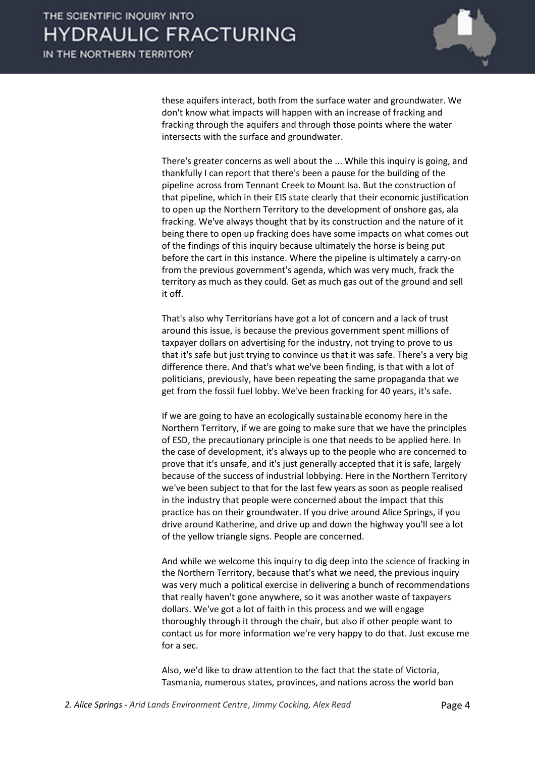these aquifers interact, both from the surface water and groundwater. We don't know what impacts will happen with an increase of fracking and fracking through the aquifers and through those points where the water intersects with the surface and groundwater.

There's greater concerns as well about the ... While this inquiry is going, and thankfully I can report that there's been a pause for the building of the pipeline across from Tennant Creek to Mount Isa. But the construction of that pipeline, which in their EIS state clearly that their economic justification to open up the Northern Territory to the development of onshore gas, ala fracking. We've always thought that by its construction and the nature of it being there to open up fracking does have some impacts on what comes out of the findings of this inquiry because ultimately the horse is being put before the cart in this instance. Where the pipeline is ultimately a carry-on from the previous government's agenda, which was very much, frack the territory as much as they could. Get as much gas out of the ground and sell it off.

That's also why Territorians have got a lot of concern and a lack of trust around this issue, is because the previous government spent millions of taxpayer dollars on advertising for the industry, not trying to prove to us that it's safe but just trying to convince us that it was safe. There's a very big difference there. And that's what we've been finding, is that with a lot of politicians, previously, have been repeating the same propaganda that we get from the fossil fuel lobby. We've been fracking for 40 years, it's safe.

If we are going to have an ecologically sustainable economy here in the Northern Territory, if we are going to make sure that we have the principles of ESD, the precautionary principle is one that needs to be applied here. In the case of development, it's always up to the people who are concerned to prove that it's unsafe, and it's just generally accepted that it is safe, largely because of the success of industrial lobbying. Here in the Northern Territory we've been subject to that for the last few years as soon as people realised in the industry that people were concerned about the impact that this practice has on their groundwater. If you drive around Alice Springs, if you drive around Katherine, and drive up and down the highway you'll see a lot of the yellow triangle signs. People are concerned.

And while we welcome this inquiry to dig deep into the science of fracking in the Northern Territory, because that's what we need, the previous inquiry was very much a political exercise in delivering a bunch of recommendations that really haven't gone anywhere, so it was another waste of taxpayers dollars. We've got a lot of faith in this process and we will engage thoroughly through it through the chair, but also if other people want to contact us for more information we're very happy to do that. Just excuse me for a sec.

Also, we'd like to draw attention to the fact that the state of Victoria, Tasmania, numerous states, provinces, and nations across the world ban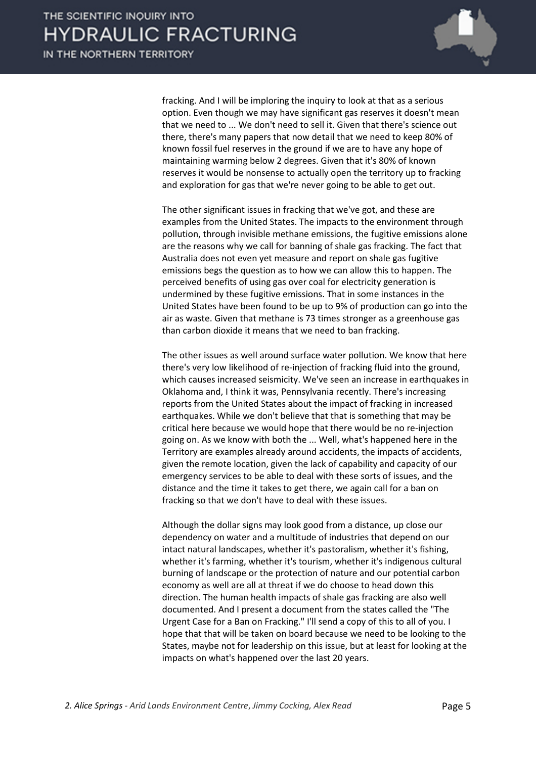fracking. And I will be imploring the inquiry to look at that as a serious option. Even though we may have significant gas reserves it doesn't mean that we need to ... We don't need to sell it. Given that there's science out there, there's many papers that now detail that we need to keep 80% of known fossil fuel reserves in the ground if we are to have any hope of maintaining warming below 2 degrees. Given that it's 80% of known reserves it would be nonsense to actually open the territory up to fracking and exploration for gas that we're never going to be able to get out.

The other significant issues in fracking that we've got, and these are examples from the United States. The impacts to the environment through pollution, through invisible methane emissions, the fugitive emissions alone are the reasons why we call for banning of shale gas fracking. The fact that Australia does not even yet measure and report on shale gas fugitive emissions begs the question as to how we can allow this to happen. The perceived benefits of using gas over coal for electricity generation is undermined by these fugitive emissions. That in some instances in the United States have been found to be up to 9% of production can go into the air as waste. Given that methane is 73 times stronger as a greenhouse gas than carbon dioxide it means that we need to ban fracking.

The other issues as well around surface water pollution. We know that here there's very low likelihood of re-injection of fracking fluid into the ground, which causes increased seismicity. We've seen an increase in earthquakes in Oklahoma and, I think it was, Pennsylvania recently. There's increasing reports from the United States about the impact of fracking in increased earthquakes. While we don't believe that that is something that may be critical here because we would hope that there would be no re-injection going on. As we know with both the ... Well, what's happened here in the Territory are examples already around accidents, the impacts of accidents, given the remote location, given the lack of capability and capacity of our emergency services to be able to deal with these sorts of issues, and the distance and the time it takes to get there, we again call for a ban on fracking so that we don't have to deal with these issues.

Although the dollar signs may look good from a distance, up close our dependency on water and a multitude of industries that depend on our intact natural landscapes, whether it's pastoralism, whether it's fishing, whether it's farming, whether it's tourism, whether it's indigenous cultural burning of landscape or the protection of nature and our potential carbon economy as well are all at threat if we do choose to head down this direction. The human health impacts of shale gas fracking are also well documented. And I present a document from the states called the "The Urgent Case for a Ban on Fracking." I'll send a copy of this to all of you. I hope that that will be taken on board because we need to be looking to the States, maybe not for leadership on this issue, but at least for looking at the impacts on what's happened over the last 20 years.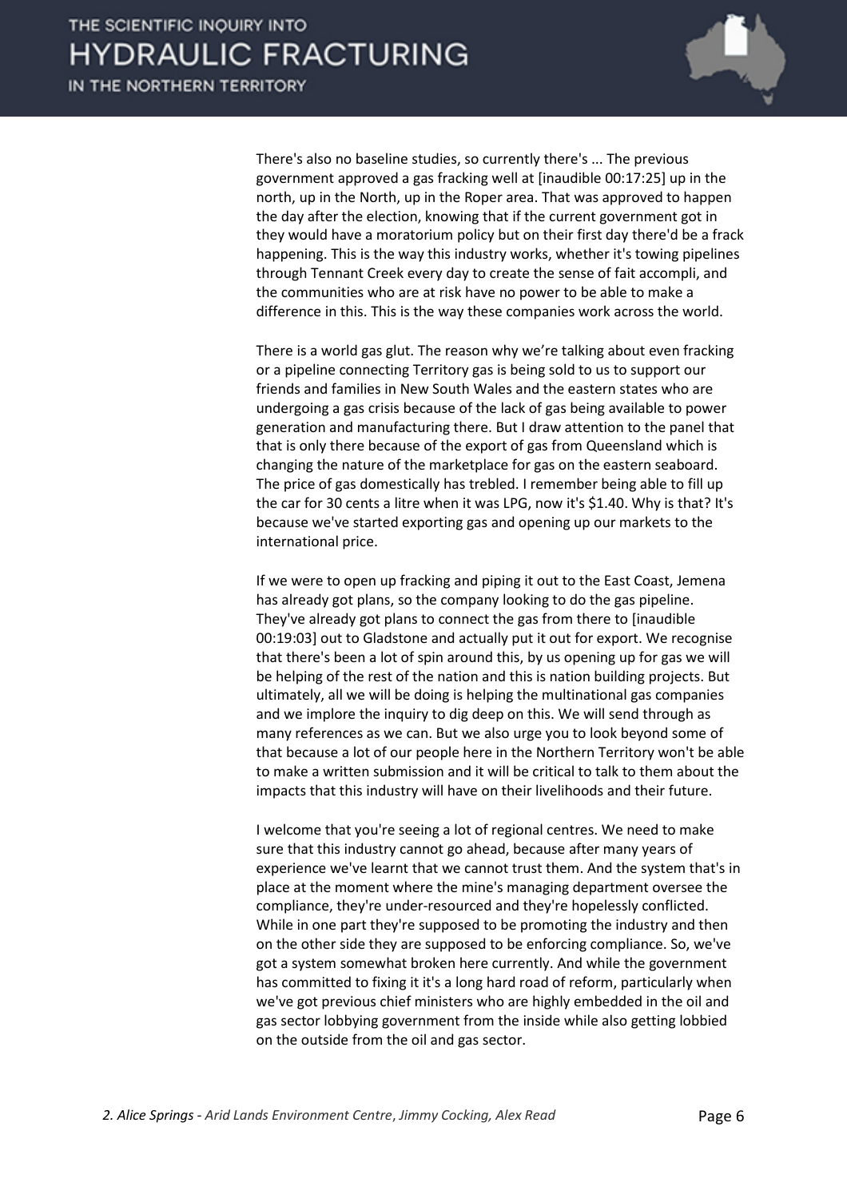There's also no baseline studies, so currently there's ... The previous government approved a gas fracking well at [inaudible 00:17:25] up in the north, up in the North, up in the Roper area. That was approved to happen the day after the election, knowing that if the current government got in they would have a moratorium policy but on their first day there'd be a frack happening. This is the way this industry works, whether it's towing pipelines through Tennant Creek every day to create the sense of fait accompli, and the communities who are at risk have no power to be able to make a difference in this. This is the way these companies work across the world.

There is a world gas glut. The reason why we're talking about even fracking or a pipeline connecting Territory gas is being sold to us to support our friends and families in New South Wales and the eastern states who are undergoing a gas crisis because of the lack of gas being available to power generation and manufacturing there. But I draw attention to the panel that that is only there because of the export of gas from Queensland which is changing the nature of the marketplace for gas on the eastern seaboard. The price of gas domestically has trebled. I remember being able to fill up the car for 30 cents a litre when it was LPG, now it's $1.40. Why is that? It's because we've started exporting gas and opening up our markets to the international price.

If we were to open up fracking and piping it out to the East Coast, Jemena has already got plans, so the company looking to do the gas pipeline. They've already got plans to connect the gas from there to [inaudible 00:19:03] out to Gladstone and actually put it out for export. We recognise that there's been a lot of spin around this, by us opening up for gas we will be helping of the rest of the nation and this is nation building projects. But ultimately, all we will be doing is helping the multinational gas companies and we implore the inquiry to dig deep on this. We will send through as many references as we can. But we also urge you to look beyond some of that because a lot of our people here in the Northern Territory won't be able to make a written submission and it will be critical to talk to them about the impacts that this industry will have on their livelihoods and their future.

I welcome that you're seeing a lot of regional centres. We need to make sure that this industry cannot go ahead, because after many years of experience we've learnt that we cannot trust them. And the system that's in place at the moment where the mine's managing department oversee the compliance, they're under-resourced and they're hopelessly conflicted. While in one part they're supposed to be promoting the industry and then on the other side they are supposed to be enforcing compliance. So, we've got a system somewhat broken here currently. And while the government has committed to fixing it it's a long hard road of reform, particularly when we've got previous chief ministers who are highly embedded in the oil and gas sector lobbying government from the inside while also getting lobbied on the outside from the oil and gas sector.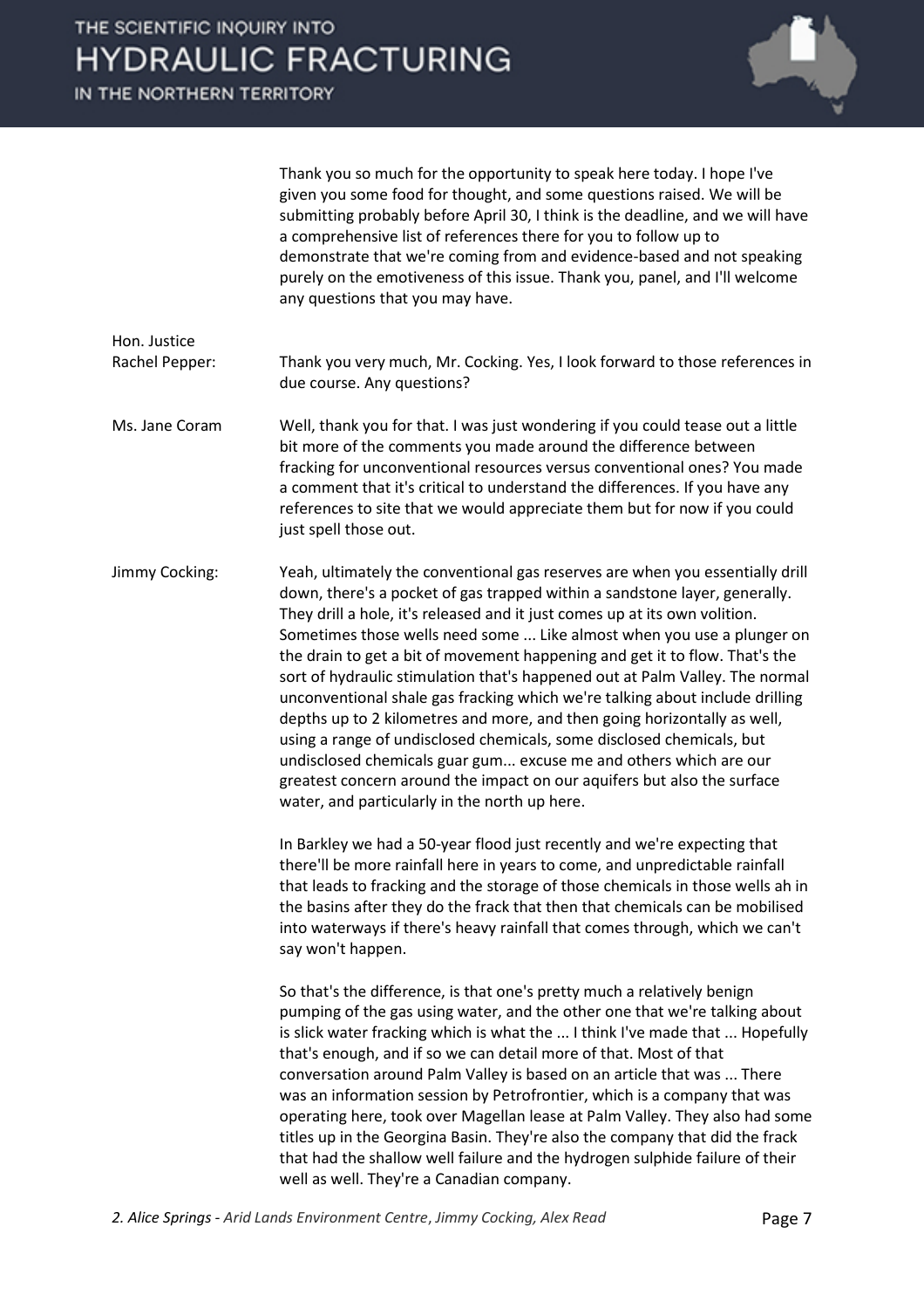Thank you so much for the opportunity to speak here today. I hope I've given you some food for thought, and some questions raised. We will be submitting probably before April 30, I think is the deadline, and we will have a comprehensive list of references there for you to follow up to demonstrate that we're coming from and evidence-based and not speaking purely on the emotiveness of this issue. Thank you, panel, and I'll welcome any questions that you may have.

**Hon. Justice Rachel Pepper:** Thank you very much, Mr. Cocking. Yes, I look forward to those references in due course. Any questions?

**Ms. Jane Coram:** Well, thank you for that. I was just wondering if you could tease out a little bit more of the comments you made around the difference between fracking for unconventional resources versus conventional ones? You made a comment that it's critical to understand the differences. If you have any references to site that we would appreciate them but for now if you could just spell those out.

**Jimmy Cocking:** Yeah, ultimately the conventional gas reserves are when you essentially drill down, there's a pocket of gas trapped within a sandstone layer, generally. They drill a hole, it's released and it just comes up at its own volition. Sometimes those wells need some ... Like almost when you use a plunger on the drain to get a bit of movement happening and get it to flow. That's the sort of hydraulic stimulation that's happened out at Palm Valley. The normal unconventional shale gas fracking which we're talking about include drilling depths up to 2 kilometres and more, and then going horizontally as well, using a range of undisclosed chemicals, some disclosed chemicals, but undisclosed chemicals guar gum... excuse me and others which are our greatest concern around the impact on our aquifers but also the surface water, and particularly in the north up here.

In Barkley we had a 50-year flood just recently and we're expecting that there'll be more rainfall here in years to come, and unpredictable rainfall that leads to fracking and the storage of those chemicals in those wells ah in the basins after they do the frack that then that chemicals can be mobilised into waterways if there's heavy rainfall that comes through, which we can't say won't happen.

So that's the difference, is that one's pretty much a relatively benign pumping of the gas using water, and the other one that we're talking about is slick water fracking which is what the ... I think I've made that ... Hopefully that's enough, and if so we can detail more of that. Most of that conversation around Palm Valley is based on an article that was ... There was an information session by Petrofrontier, which is a company that was operating here, took over Magellan lease at Palm Valley. They also had some titles up in the Georgina Basin. They're also the company that did the frack that had the shallow well failure and the hydrogen sulphide failure of their well as well. They're a Canadian company.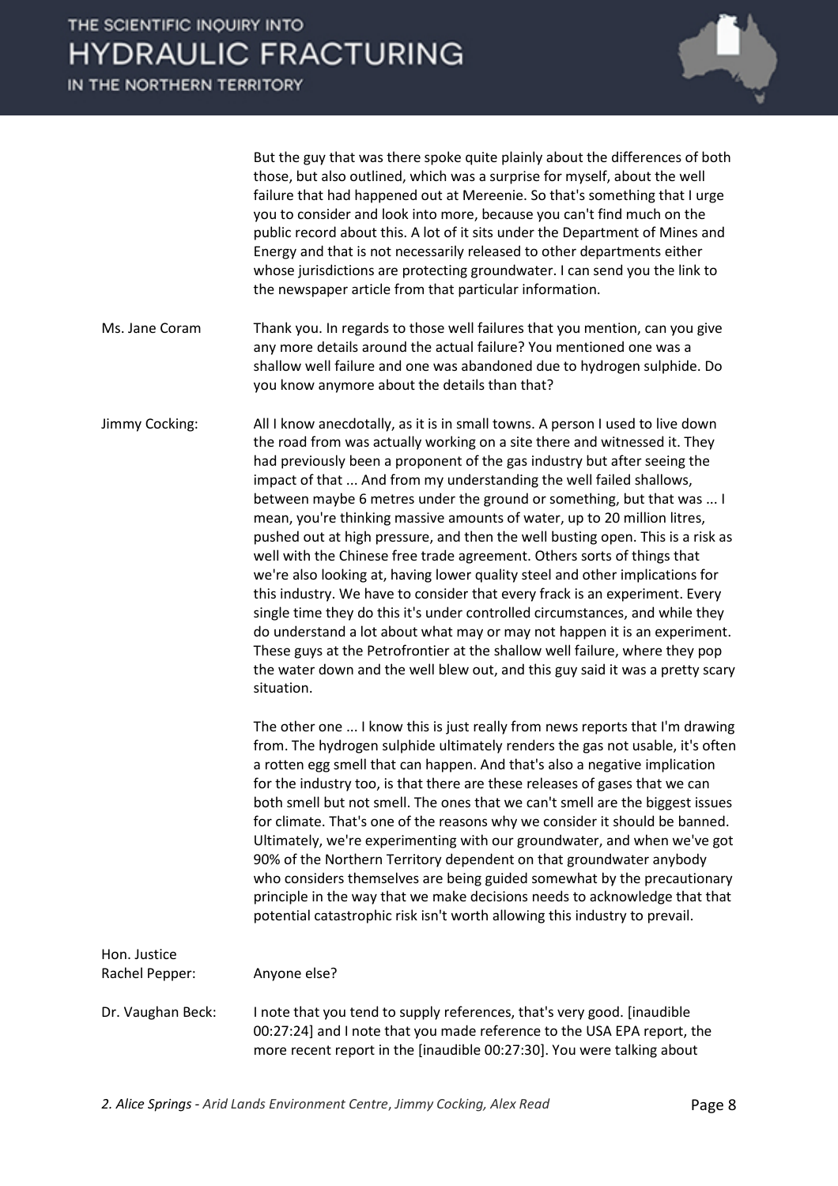But the guy that was there spoke quite plainly about the differences of both those, but also outlined, which was a surprise for myself, about the well failure that had happened out at Mereenie. So that's something that I urge you to consider and look into more, because you can't find much on the public record about this. A lot of it sits under the Department of Mines and Energy and that is not necessarily released to other departments either whose jurisdictions are protecting groundwater. I can send you the link to the newspaper article from that particular information.

**Ms. Jane Coram:** Thank you. In regards to those well failures that you mention, can you give any more details around the actual failure? You mentioned one was a shallow well failure and one was abandoned due to hydrogen sulphide. Do you know anymore about the details than that?

**Jimmy Cocking:** All I know anecdotally, as it is in small towns. A person I used to live down the road from was actually working on a site there and witnessed it. They had previously been a proponent of the gas industry but after seeing the impact of that ... And from my understanding the well failed shallows, between maybe 6 metres under the ground or something, but that was ... I mean, you're thinking massive amounts of water, up to 20 million litres, pushed out at high pressure, and then the well busting open. This is a risk as well with the Chinese free trade agreement. Others sorts of things that we're also looking at, having lower quality steel and other implications for this industry. We have to consider that every frack is an experiment. Every single time they do this it's under controlled circumstances, and while they do understand a lot about what may or may not happen it is an experiment. These guys at the Petrofrontier at the shallow well failure, where they pop the water down and the well blew out, and this guy said it was a pretty scary situation.

The other one ... I know this is just really from news reports that I'm drawing from. The hydrogen sulphide ultimately renders the gas not usable, it's often a rotten egg smell that can happen. And that's also a negative implication for the industry too, is that there are these releases of gases that we can both smell but not smell. The ones that we can't smell are the biggest issues for climate. That's one of the reasons why we consider it should be banned. Ultimately, we're experimenting with our groundwater, and when we've got 90% of the Northern Territory dependent on that groundwater anybody who considers themselves are being guided somewhat by the precautionary principle in the way that we make decisions needs to acknowledge that that potential catastrophic risk isn't worth allowing this industry to prevail.

**Hon. Justice Rachel Pepper:** Anyone else?

**Dr. Vaughan Beck:** I note that you tend to supply references, that's very good. [inaudible 00:27:24] and I note that you made reference to the USA EPA report, the more recent report in the [inaudible 00:27:30]. You were talking about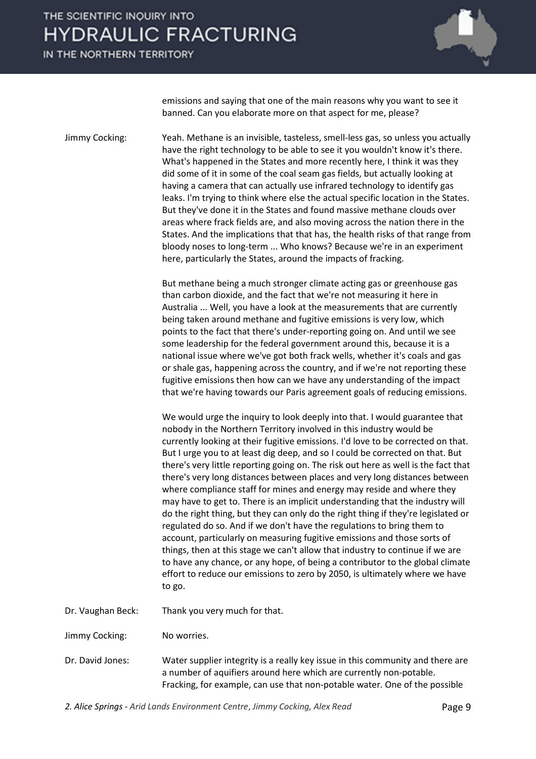emissions and saying that one of the main reasons why you want to see it banned. Can you elaborate more on that aspect for me, please?

**Jimmy Cocking:** Yeah. Methane is an invisible, tasteless, smell-less gas, so unless you actually have the right technology to be able to see it you wouldn't know it's there. What's happened in the States and more recently here, I think it was they did some of it in some of the coal seam gas fields, but actually looking at having a camera that can actually use infrared technology to identify gas leaks. I'm trying to think where else the actual specific location in the States. But they've done it in the States and found massive methane clouds over areas where frack fields are, and also moving across the nation there in the States. And the implications that that has, the health risks of that range from bloody noses to long-term ... Who knows? Because we're in an experiment here, particularly the States, around the impacts of fracking.

But methane being a much stronger climate acting gas or greenhouse gas than carbon dioxide, and the fact that we're not measuring it here in Australia ... Well, you have a look at the measurements that are currently being taken around methane and fugitive emissions is very low, which points to the fact that there's under-reporting going on. And until we see some leadership for the federal government around this, because it is a national issue where we've got both frack wells, whether it's coals and gas or shale gas, happening across the country, and if we're not reporting these fugitive emissions then how can we have any understanding of the impact that we're having towards our Paris agreement goals of reducing emissions.

We would urge the inquiry to look deeply into that. I would guarantee that nobody in the Northern Territory involved in this industry would be currently looking at their fugitive emissions. I'd love to be corrected on that. But I urge you to at least dig deep, and so I could be corrected on that. But there's very little reporting going on. The risk out here as well is the fact that there's very long distances between places and very long distances between where compliance staff for mines and energy may reside and where they may have to get to. There is an implicit understanding that the industry will do the right thing, but they can only do the right thing if they're legislated or regulated do so. And if we don't have the regulations to bring them to account, particularly on measuring fugitive emissions and those sorts of things, then at this stage we can't allow that industry to continue if we are to have any chance, or any hope, of being a contributor to the global climate effort to reduce our emissions to zero by 2050, is ultimately where we have to go.

**Dr. Vaughan Beck:** Thank you very much for that.

**Jimmy Cocking:** No worries.

**Dr. David Jones:** Water supplier integrity is a really key issue in this community and there are a number of aquifiers around here which are currently non-potable. Fracking, for example, can use that non-potable water. One of the possible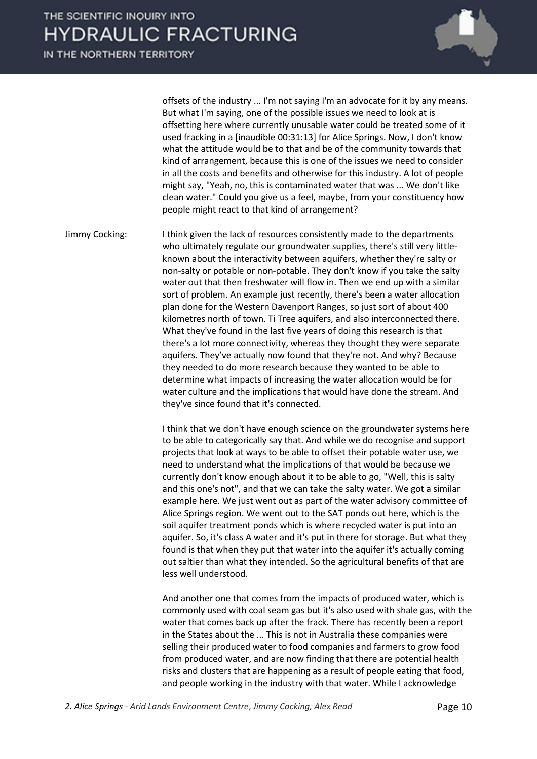offsets of the industry ... I'm not saying I'm an advocate for it by any means. But what I'm saying, one of the possible issues we need to look at is offsetting here where currently unusable water could be treated some of it used fracking in a [inaudible 00:31:13] for Alice Springs. Now, I don't know what the attitude would be to that and be of the community towards that kind of arrangement, because this is one of the issues we need to consider in all the costs and benefits and otherwise for this industry. A lot of people might say, "Yeah, no, this is contaminated water that was ... We don't like clean water." Could you give us a feel, maybe, from your constituency how people might react to that kind of arrangement?

Jimmy Cocking: I think given the lack of resources consistently made to the departments who ultimately regulate our groundwater supplies, there's still very little-known about the interactivity between aquifers, whether they're salty or non-salty or potable or non-potable. They don't know if you take the salty water out that then freshwater will flow in. Then we end up with a similar sort of problem. An example just recently, there's been a water allocation plan done for the Western Davenport Ranges, so just sort of about 400 kilometres north of town. Ti Tree aquifers, and also interconnected there. What they've found in the last five years of doing this research is that there's a lot more connectivity, whereas they thought they were separate aquifers. They've actually now found that they're not. And why? Because they needed to do more research because they wanted to be able to determine what impacts of increasing the water allocation would be for water culture and the implications that would have done the stream. And they've since found that it's connected.

I think that we don't have enough science on the groundwater systems here to be able to categorically say that. And while we do recognise and support projects that look at ways to be able to offset their potable water use, we need to understand what the implications of that would be because we currently don't know enough about it to be able to go, "Well, this is salty and this one's not", and that we can take the salty water. We got a similar example here. We just went out as part of the water advisory committee of Alice Springs region. We went out to the SAT ponds out here, which is the soil aquifer treatment ponds which is where recycled water is put into an aquifer. So, it's class A water and it's put in there for storage. But what they found is that when they put that water into the aquifer it's actually coming out saltier than what they intended. So the agricultural benefits of that are less well understood.

And another one that comes from the impacts of produced water, which is commonly used with coal seam gas but it's also used with shale gas, with the water that comes back up after the frack. There has recently been a report in the States about the ... This is not in Australia these companies were selling their produced water to food companies and farmers to grow food from produced water, and are now finding that there are potential health risks and clusters that are happening as a result of people eating that food, and people working in the industry with that water. While I acknowledge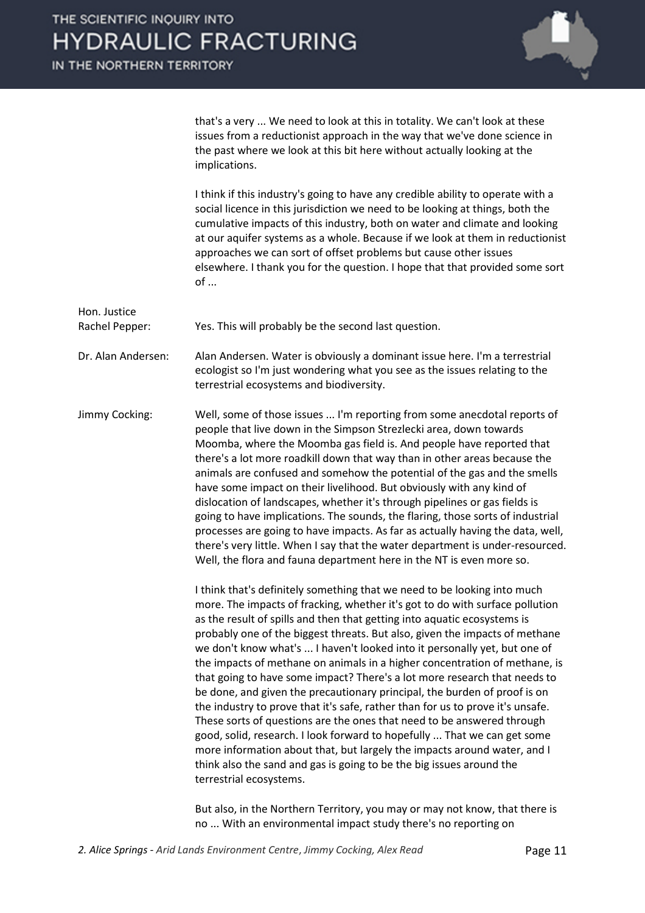that's a very ... We need to look at this in totality. We can't look at these issues from a reductionist approach in the way that we've done science in the past where we look at this bit here without actually looking at the implications.

I think if this industry's going to have any credible ability to operate with a social licence in this jurisdiction we need to be looking at things, both the cumulative impacts of this industry, both on water and climate and looking at our aquifer systems as a whole. Because if we look at them in reductionist approaches we can sort of offset problems but cause other issues elsewhere. I thank you for the question. I hope that that provided some sort of ...

**Hon. Justice Rachel Pepper:** Yes. This will probably be the second last question.

**Dr. Alan Andersen:** Alan Andersen. Water is obviously a dominant issue here. I'm a terrestrial ecologist so I'm just wondering what you see as the issues relating to the terrestrial ecosystems and biodiversity.

**Jimmy Cocking:** Well, some of those issues ... I'm reporting from some anecdotal reports of people that live down in the Simpson Strezlecki area, down towards Moomba, where the Moomba gas field is. And people have reported that there's a lot more roadkill down that way than in other areas because the animals are confused and somehow the potential of the gas and the smells have some impact on their livelihood. But obviously with any kind of dislocation of landscapes, whether it's through pipelines or gas fields is going to have implications. The sounds, the flaring, those sorts of industrial processes are going to have impacts. As far as actually having the data, well, there's very little. When I say that the water department is under-resourced. Well, the flora and fauna department here in the NT is even more so.

I think that's definitely something that we need to be looking into much more. The impacts of fracking, whether it's got to do with surface pollution as the result of spills and then that getting into aquatic ecosystems is probably one of the biggest threats. But also, given the impacts of methane we don't know what's ... I haven't looked into it personally yet, but one of the impacts of methane on animals in a higher concentration of methane, is that going to have some impact? There's a lot more research that needs to be done, and given the precautionary principal, the burden of proof is on the industry to prove that it's safe, rather than for us to prove it's unsafe. These sorts of questions are the ones that need to be answered through good, solid, research. I look forward to hopefully ... That we can get some more information about that, but largely the impacts around water, and I think also the sand and gas is going to be the big issues around the terrestrial ecosystems.

But also, in the Northern Territory, you may or may not know, that there is no ... With an environmental impact study there's no reporting on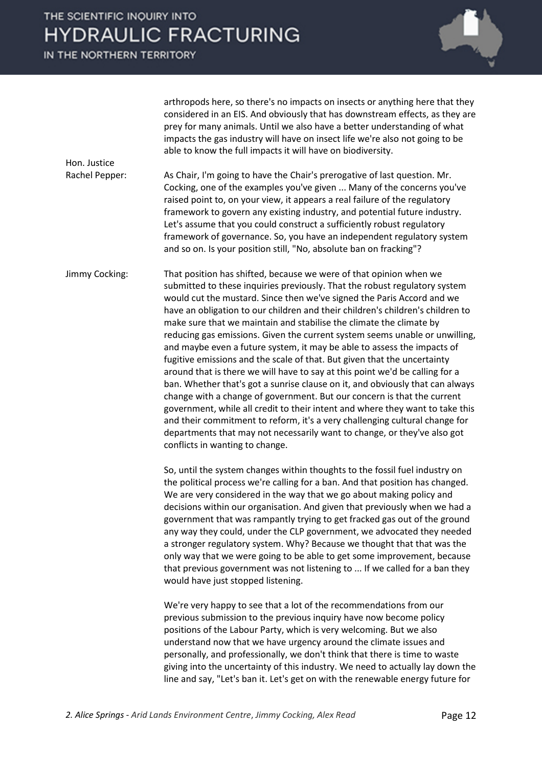arthropods here, so there's no impacts on insects or anything here that they considered in an EIS. And obviously that has downstream effects, as they are prey for many animals. Until we also have a better understanding of what impacts the gas industry will have on insect life we're also not going to be able to know the full impacts it will have on biodiversity.

**Hon. Justice Rachel Pepper:** As Chair, I'm going to have the Chair's prerogative of last question. Mr. Cocking, one of the examples you've given ... Many of the concerns you've raised point to, on your view, it appears a real failure of the regulatory framework to govern any existing industry, and potential future industry. Let's assume that you could construct a sufficiently robust regulatory framework of governance. So, you have an independent regulatory system and so on. Is your position still, "No, absolute ban on fracking"?

**Jimmy Cocking:** That position has shifted, because we were of that opinion when we submitted to these inquiries previously. That the robust regulatory system would cut the mustard. Since then we've signed the Paris Accord and we have an obligation to our children and their children's children's children to make sure that we maintain and stabilise the climate the climate by reducing gas emissions. Given the current system seems unable or unwilling, and maybe even a future system, it may be able to assess the impacts of fugitive emissions and the scale of that. But given that the uncertainty around that is there we will have to say at this point we'd be calling for a ban. Whether that's got a sunrise clause on it, and obviously that can always change with a change of government. But our concern is that the current government, while all credit to their intent and where they want to take this and their commitment to reform, it's a very challenging cultural change for departments that may not necessarily want to change, or they've also got conflicts in wanting to change.

So, until the system changes within thoughts to the fossil fuel industry on the political process we're calling for a ban. And that position has changed. We are very considered in the way that we go about making policy and decisions within our organisation. And given that previously when we had a government that was rampantly trying to get fracked gas out of the ground any way they could, under the CLP government, we advocated they needed a stronger regulatory system. Why? Because we thought that that was the only way that we were going to be able to get some improvement, because that previous government was not listening to ... If we called for a ban they would have just stopped listening.

We're very happy to see that a lot of the recommendations from our previous submission to the previous inquiry have now become policy positions of the Labour Party, which is very welcoming. But we also understand now that we have urgency around the climate issues and personally, and professionally, we don't think that there is time to waste giving into the uncertainty of this industry. We need to actually lay down the line and say, "Let's ban it. Let's get on with the renewable energy future for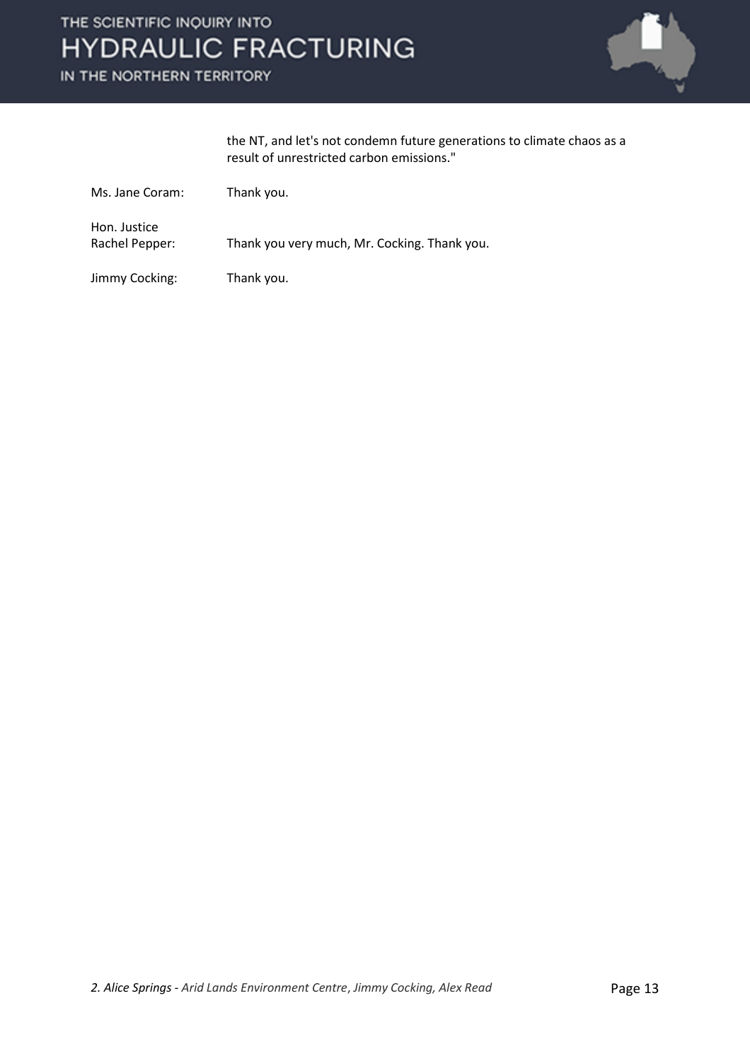the NT, and let's not condemn future generations to climate chaos as a result of unrestricted carbon emissions."

Ms. Jane Coram: Thank you.

Hon. Justice Rachel Pepper: Thank you very much, Mr. Cocking. Thank you.

Jimmy Cocking: Thank you.